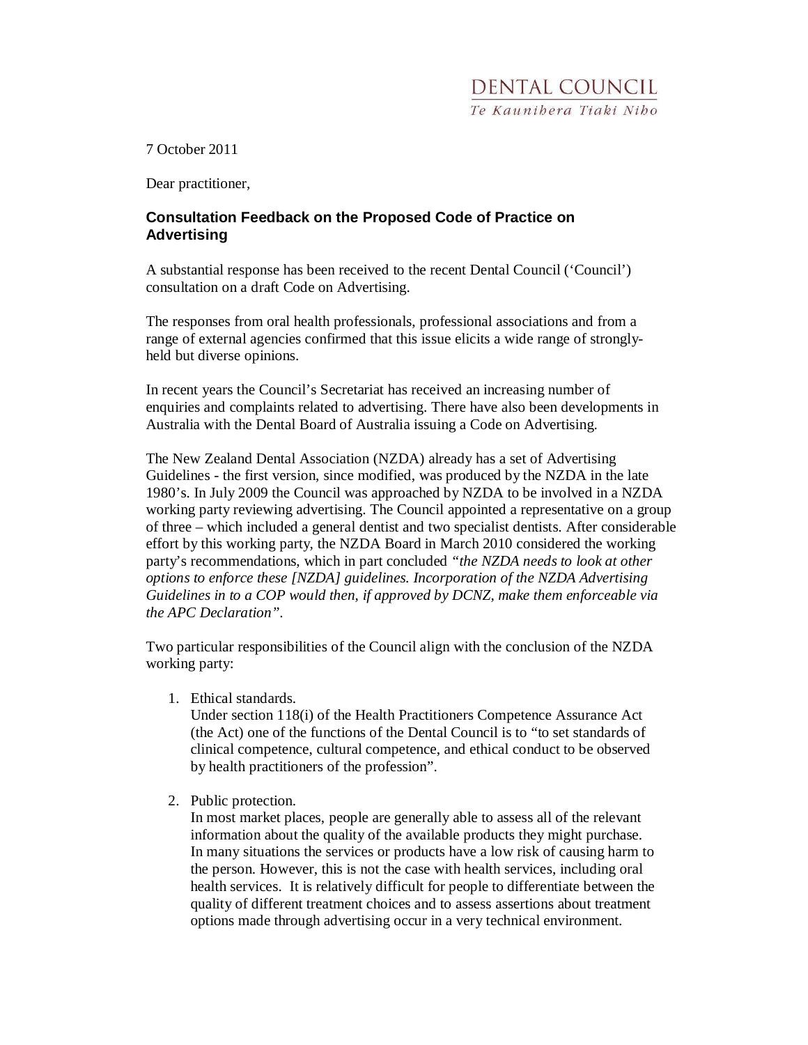DENTAL COUNCIL
*Te Kaunihera Tiaki Niho*

7 October 2011

Dear practitioner,

**Consultation Feedback on the Proposed Code of Practice on Advertising**

A substantial response has been received to the recent Dental Council ('Council') consultation on a draft Code on Advertising.

The responses from oral health professionals, professional associations and from a range of external agencies confirmed that this issue elicits a wide range of strongly-held but diverse opinions.

In recent years the Council's Secretariat has received an increasing number of enquiries and complaints related to advertising. There have also been developments in Australia with the Dental Board of Australia issuing a Code on Advertising.

The New Zealand Dental Association (NZDA) already has a set of Advertising Guidelines - the first version, since modified, was produced by the NZDA in the late 1980's. In July 2009 the Council was approached by NZDA to be involved in a NZDA working party reviewing advertising. The Council appointed a representative on a group of three – which included a general dentist and two specialist dentists. After considerable effort by this working party, the NZDA Board in March 2010 considered the working party's recommendations, which in part concluded *"the NZDA needs to look at other options to enforce these [NZDA] guidelines. Incorporation of the NZDA Advertising Guidelines in to a COP would then, if approved by DCNZ, make them enforceable via the APC Declaration"*.

Two particular responsibilities of the Council align with the conclusion of the NZDA working party:

1. Ethical standards.
   Under section 118(i) of the Health Practitioners Competence Assurance Act (the Act) one of the functions of the Dental Council is to "to set standards of clinical competence, cultural competence, and ethical conduct to be observed by health practitioners of the profession".

2. Public protection.
   In most market places, people are generally able to assess all of the relevant information about the quality of the available products they might purchase. In many situations the services or products have a low risk of causing harm to the person. However, this is not the case with health services, including oral health services. It is relatively difficult for people to differentiate between the quality of different treatment choices and to assess assertions about treatment options made through advertising occur in a very technical environment.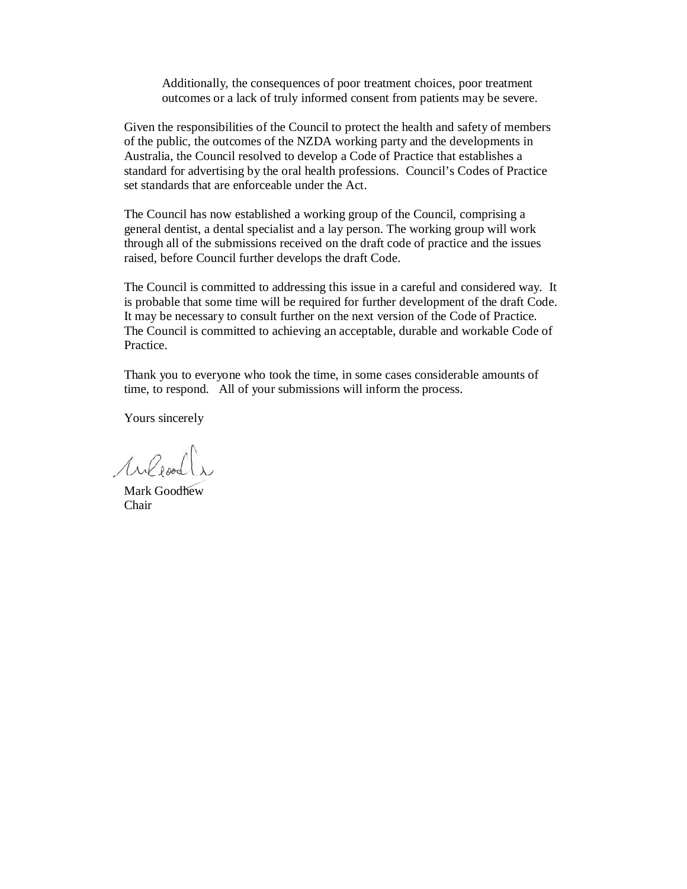> Additionally, the consequences of poor treatment choices, poor treatment outcomes or a lack of truly informed consent from patients may be severe.

Given the responsibilities of the Council to protect the health and safety of members of the public, the outcomes of the NZDA working party and the developments in Australia, the Council resolved to develop a Code of Practice that establishes a standard for advertising by the oral health professions. Council's Codes of Practice set standards that are enforceable under the Act.

The Council has now established a working group of the Council, comprising a general dentist, a dental specialist and a lay person. The working group will work through all of the submissions received on the draft code of practice and the issues raised, before Council further develops the draft Code.

The Council is committed to addressing this issue in a careful and considered way. It is probable that some time will be required for further development of the draft Code. It may be necessary to consult further on the next version of the Code of Practice. The Council is committed to achieving an acceptable, durable and workable Code of Practice.

Thank you to everyone who took the time, in some cases considerable amounts of time, to respond. All of your submissions will inform the process.

Yours sincerely

Mark Goodhew
Chair